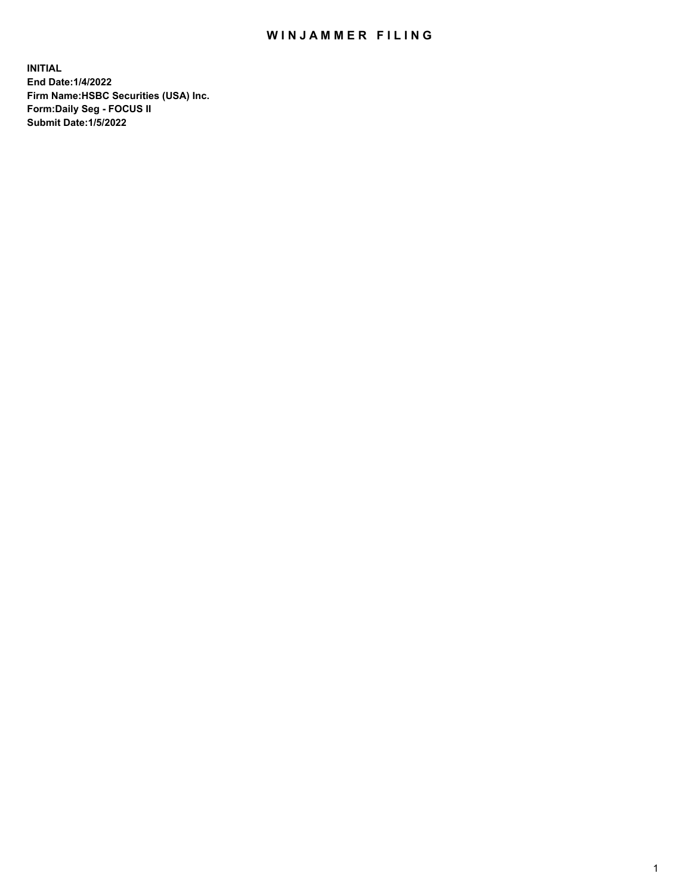# WINJAMMER FILING

**INITIAL**
**End Date:1/4/2022**
**Firm Name:HSBC Securities (USA) Inc.**
**Form:Daily Seg - FOCUS II**
**Submit Date:1/5/2022**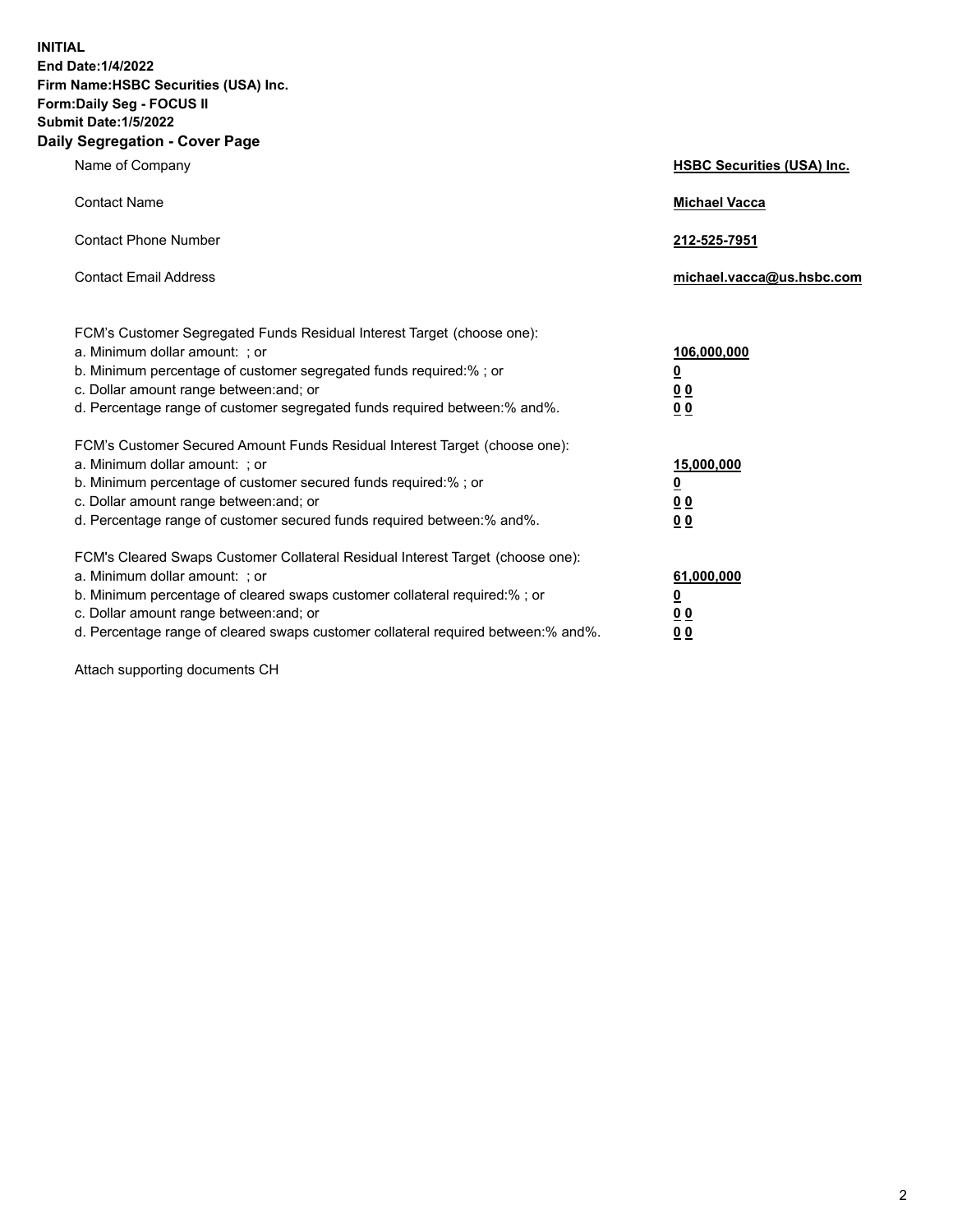**INITIAL**
**End Date:1/4/2022**
**Firm Name:HSBC Securities (USA) Inc.**
**Form:Daily Seg - FOCUS II**
**Submit Date:1/5/2022**

## Daily Segregation - Cover Page

| | |
|---|---|
| Name of Company | **HSBC Securities (USA) Inc.** |
| Contact Name | **Michael Vacca** |
| Contact Phone Number | **212-525-7951** |
| Contact Email Address | **michael.vacca@us.hsbc.com** |

| | |
|---|---|
| FCM's Customer Segregated Funds Residual Interest Target (choose one): | |
| a. Minimum dollar amount: ; or | **106,000,000** |
| b. Minimum percentage of customer segregated funds required:% ; or | **0** |
| c. Dollar amount range between:and; or | **0 0** |
| d. Percentage range of customer segregated funds required between:% and%. | **0 0** |
| FCM's Customer Secured Amount Funds Residual Interest Target (choose one): | |
| a. Minimum dollar amount: ; or | **15,000,000** |
| b. Minimum percentage of customer secured funds required:% ; or | **0** |
| c. Dollar amount range between:and; or | **0 0** |
| d. Percentage range of customer secured funds required between:% and%. | **0 0** |
| FCM's Cleared Swaps Customer Collateral Residual Interest Target (choose one): | |
| a. Minimum dollar amount: ; or | **61,000,000** |
| b. Minimum percentage of cleared swaps customer collateral required:% ; or | **0** |
| c. Dollar amount range between:and; or | **0 0** |
| d. Percentage range of cleared swaps customer collateral required between:% and%. | **0 0** |

Attach supporting documents CH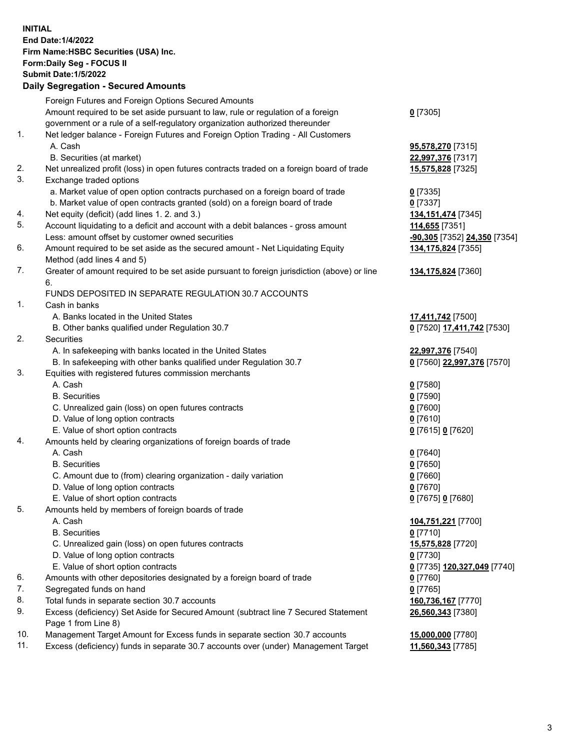**INITIAL**
**End Date:1/4/2022**
**Firm Name:HSBC Securities (USA) Inc.**
**Form:Daily Seg - FOCUS II**
**Submit Date:1/5/2022**

**Daily Segregation - Secured Amounts**

| | | |
|---|---|---|
| | Foreign Futures and Foreign Options Secured Amounts | |
| | Amount required to be set aside pursuant to law, rule or regulation of a foreign government or a rule of a self-regulatory organization authorized thereunder | **0** [7305] |
| 1. | Net ledger balance - Foreign Futures and Foreign Option Trading - All Customers | |
| | A. Cash | **95,578,270** [7315] |
| | B. Securities (at market) | **22,997,376** [7317] |
| 2. | Net unrealized profit (loss) in open futures contracts traded on a foreign board of trade | **15,575,828** [7325] |
| 3. | Exchange traded options | |
| | a. Market value of open option contracts purchased on a foreign board of trade | **0** [7335] |
| | b. Market value of open contracts granted (sold) on a foreign board of trade | **0** [7337] |
| 4. | Net equity (deficit) (add lines 1. 2. and 3.) | **134,151,474** [7345] |
| 5. | Account liquidating to a deficit and account with a debit balances - gross amount | **114,655** [7351] |
| | Less: amount offset by customer owned securities | **-90,305** [7352] **24,350** [7354] |
| 6. | Amount required to be set aside as the secured amount - Net Liquidating Equity Method (add lines 4 and 5) | **134,175,824** [7355] |
| 7. | Greater of amount required to be set aside pursuant to foreign jurisdiction (above) or line 6. | **134,175,824** [7360] |
| | FUNDS DEPOSITED IN SEPARATE REGULATION 30.7 ACCOUNTS | |
| 1. | Cash in banks | |
| | A. Banks located in the United States | **17,411,742** [7500] |
| | B. Other banks qualified under Regulation 30.7 | **0** [7520] **17,411,742** [7530] |
| 2. | Securities | |
| | A. In safekeeping with banks located in the United States | **22,997,376** [7540] |
| | B. In safekeeping with other banks qualified under Regulation 30.7 | **0** [7560] **22,997,376** [7570] |
| 3. | Equities with registered futures commission merchants | |
| | A. Cash | **0** [7580] |
| | B. Securities | **0** [7590] |
| | C. Unrealized gain (loss) on open futures contracts | **0** [7600] |
| | D. Value of long option contracts | **0** [7610] |
| | E. Value of short option contracts | **0** [7615] **0** [7620] |
| 4. | Amounts held by clearing organizations of foreign boards of trade | |
| | A. Cash | **0** [7640] |
| | B. Securities | **0** [7650] |
| | C. Amount due to (from) clearing organization - daily variation | **0** [7660] |
| | D. Value of long option contracts | **0** [7670] |
| | E. Value of short option contracts | **0** [7675] **0** [7680] |
| 5. | Amounts held by members of foreign boards of trade | |
| | A. Cash | **104,751,221** [7700] |
| | B. Securities | **0** [7710] |
| | C. Unrealized gain (loss) on open futures contracts | **15,575,828** [7720] |
| | D. Value of long option contracts | **0** [7730] |
| | E. Value of short option contracts | **0** [7735] **120,327,049** [7740] |
| 6. | Amounts with other depositories designated by a foreign board of trade | **0** [7760] |
| 7. | Segregated funds on hand | **0** [7765] |
| 8. | Total funds in separate section 30.7 accounts | **160,736,167** [7770] |
| 9. | Excess (deficiency) Set Aside for Secured Amount (subtract line 7 Secured Statement Page 1 from Line 8) | **26,560,343** [7380] |
| 10. | Management Target Amount for Excess funds in separate section 30.7 accounts | **15,000,000** [7780] |
| 11. | Excess (deficiency) funds in separate 30.7 accounts over (under) Management Target | **11,560,343** [7785] |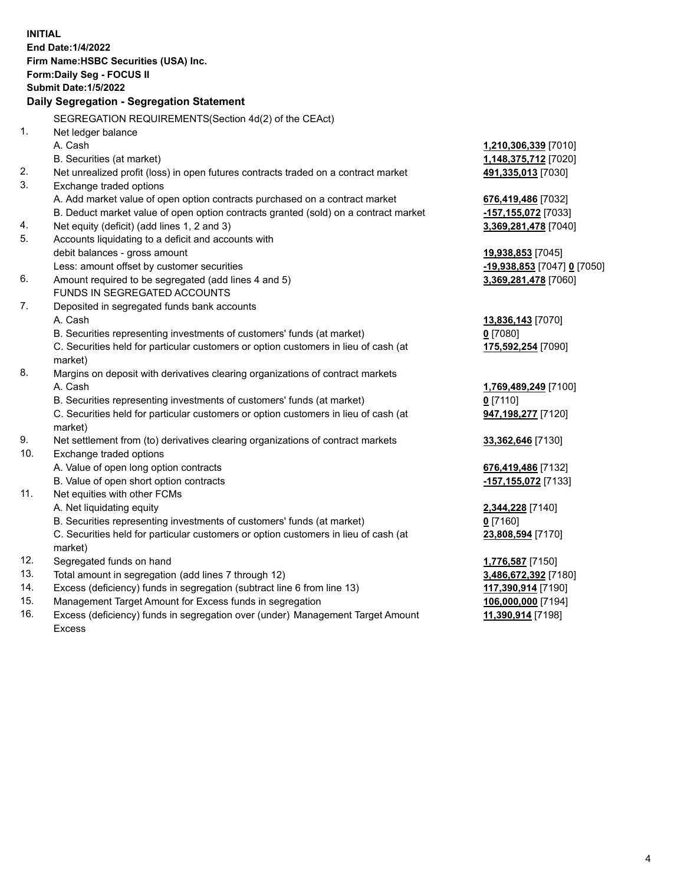**INITIAL**
**End Date:1/4/2022**
**Firm Name:HSBC Securities (USA) Inc.**
**Form:Daily Seg - FOCUS II**
**Submit Date:1/5/2022**

## Daily Segregation - Segregation Statement

SEGREGATION REQUIREMENTS(Section 4d(2) of the CEAct)

| | | |
|---|---|---|
| 1. | Net ledger balance | |
| | A. Cash | **1,210,306,339** [7010] |
| | B. Securities (at market) | **1,148,375,712** [7020] |
| 2. | Net unrealized profit (loss) in open futures contracts traded on a contract market | **491,335,013** [7030] |
| 3. | Exchange traded options | |
| | A. Add market value of open option contracts purchased on a contract market | **676,419,486** [7032] |
| | B. Deduct market value of open option contracts granted (sold) on a contract market | **-157,155,072** [7033] |
| 4. | Net equity (deficit) (add lines 1, 2 and 3) | **3,369,281,478** [7040] |
| 5. | Accounts liquidating to a deficit and accounts with debit balances - gross amount | **19,938,853** [7045] |
| | Less: amount offset by customer securities | **-19,938,853** [7047] **0** [7050] |
| 6. | Amount required to be segregated (add lines 4 and 5) | **3,369,281,478** [7060] |
| | FUNDS IN SEGREGATED ACCOUNTS | |
| 7. | Deposited in segregated funds bank accounts | |
| | A. Cash | **13,836,143** [7070] |
| | B. Securities representing investments of customers' funds (at market) | **0** [7080] |
| | C. Securities held for particular customers or option customers in lieu of cash (at market) | **175,592,254** [7090] |
| 8. | Margins on deposit with derivatives clearing organizations of contract markets | |
| | A. Cash | **1,769,489,249** [7100] |
| | B. Securities representing investments of customers' funds (at market) | **0** [7110] |
| | C. Securities held for particular customers or option customers in lieu of cash (at market) | **947,198,277** [7120] |
| 9. | Net settlement from (to) derivatives clearing organizations of contract markets | **33,362,646** [7130] |
| 10. | Exchange traded options | |
| | A. Value of open long option contracts | **676,419,486** [7132] |
| | B. Value of open short option contracts | **-157,155,072** [7133] |
| 11. | Net equities with other FCMs | |
| | A. Net liquidating equity | **2,344,228** [7140] |
| | B. Securities representing investments of customers' funds (at market) | **0** [7160] |
| | C. Securities held for particular customers or option customers in lieu of cash (at market) | **23,808,594** [7170] |
| 12. | Segregated funds on hand | **1,776,587** [7150] |
| 13. | Total amount in segregation (add lines 7 through 12) | **3,486,672,392** [7180] |
| 14. | Excess (deficiency) funds in segregation (subtract line 6 from line 13) | **117,390,914** [7190] |
| 15. | Management Target Amount for Excess funds in segregation | **106,000,000** [7194] |
| 16. | Excess (deficiency) funds in segregation over (under) Management Target Amount Excess | **11,390,914** [7198] |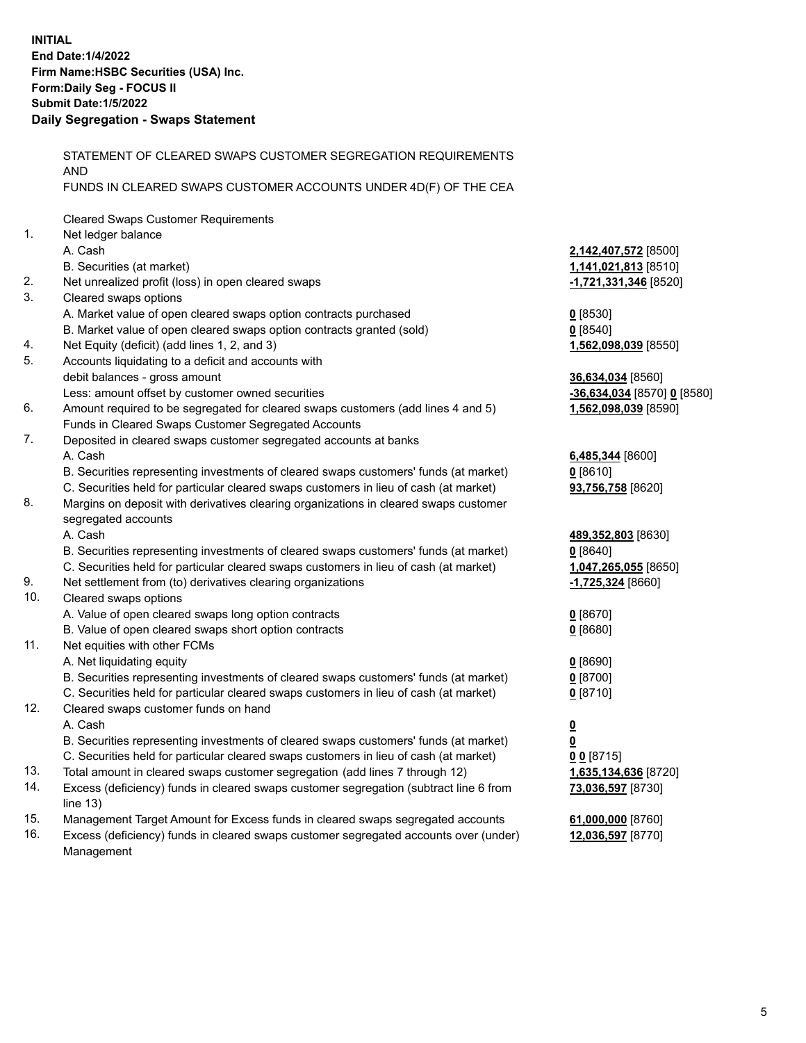**INITIAL**
**End Date:1/4/2022**
**Firm Name:HSBC Securities (USA) Inc.**
**Form:Daily Seg - FOCUS II**
**Submit Date:1/5/2022**
**Daily Segregation - Swaps Statement**

STATEMENT OF CLEARED SWAPS CUSTOMER SEGREGATION REQUIREMENTS AND FUNDS IN CLEARED SWAPS CUSTOMER ACCOUNTS UNDER 4D(F) OF THE CEA

| | | |
|---|---|---|
| | Cleared Swaps Customer Requirements | |
| 1. | Net ledger balance | |
| | A. Cash | **2,142,407,572** [8500] |
| | B. Securities (at market) | **1,141,021,813** [8510] |
| 2. | Net unrealized profit (loss) in open cleared swaps | **-1,721,331,346** [8520] |
| 3. | Cleared swaps options | |
| | A. Market value of open cleared swaps option contracts purchased | **0** [8530] |
| | B. Market value of open cleared swaps option contracts granted (sold) | **0** [8540] |
| 4. | Net Equity (deficit) (add lines 1, 2, and 3) | **1,562,098,039** [8550] |
| 5. | Accounts liquidating to a deficit and accounts with debit balances - gross amount | **36,634,034** [8560] |
| | Less: amount offset by customer owned securities | **-36,634,034** [8570] **0** [8580] |
| 6. | Amount required to be segregated for cleared swaps customers (add lines 4 and 5) | **1,562,098,039** [8590] |
| | Funds in Cleared Swaps Customer Segregated Accounts | |
| 7. | Deposited in cleared swaps customer segregated accounts at banks | |
| | A. Cash | **6,485,344** [8600] |
| | B. Securities representing investments of cleared swaps customers' funds (at market) | **0** [8610] |
| | C. Securities held for particular cleared swaps customers in lieu of cash (at market) | **93,756,758** [8620] |
| 8. | Margins on deposit with derivatives clearing organizations in cleared swaps customer segregated accounts | |
| | A. Cash | **489,352,803** [8630] |
| | B. Securities representing investments of cleared swaps customers' funds (at market) | **0** [8640] |
| | C. Securities held for particular cleared swaps customers in lieu of cash (at market) | **1,047,265,055** [8650] |
| 9. | Net settlement from (to) derivatives clearing organizations | **-1,725,324** [8660] |
| 10. | Cleared swaps options | |
| | A. Value of open cleared swaps long option contracts | **0** [8670] |
| | B. Value of open cleared swaps short option contracts | **0** [8680] |
| 11. | Net equities with other FCMs | |
| | A. Net liquidating equity | **0** [8690] |
| | B. Securities representing investments of cleared swaps customers' funds (at market) | **0** [8700] |
| | C. Securities held for particular cleared swaps customers in lieu of cash (at market) | **0** [8710] |
| 12. | Cleared swaps customer funds on hand | |
| | A. Cash | **0** |
| | B. Securities representing investments of cleared swaps customers' funds (at market) | **0** |
| | C. Securities held for particular cleared swaps customers in lieu of cash (at market) | **0** **0** [8715] |
| 13. | Total amount in cleared swaps customer segregation (add lines 7 through 12) | **1,635,134,636** [8720] |
| 14. | Excess (deficiency) funds in cleared swaps customer segregation (subtract line 6 from line 13) | **73,036,597** [8730] |
| 15. | Management Target Amount for Excess funds in cleared swaps segregated accounts | **61,000,000** [8760] |
| 16. | Excess (deficiency) funds in cleared swaps customer segregated accounts over (under) Management | **12,036,597** [8770] |